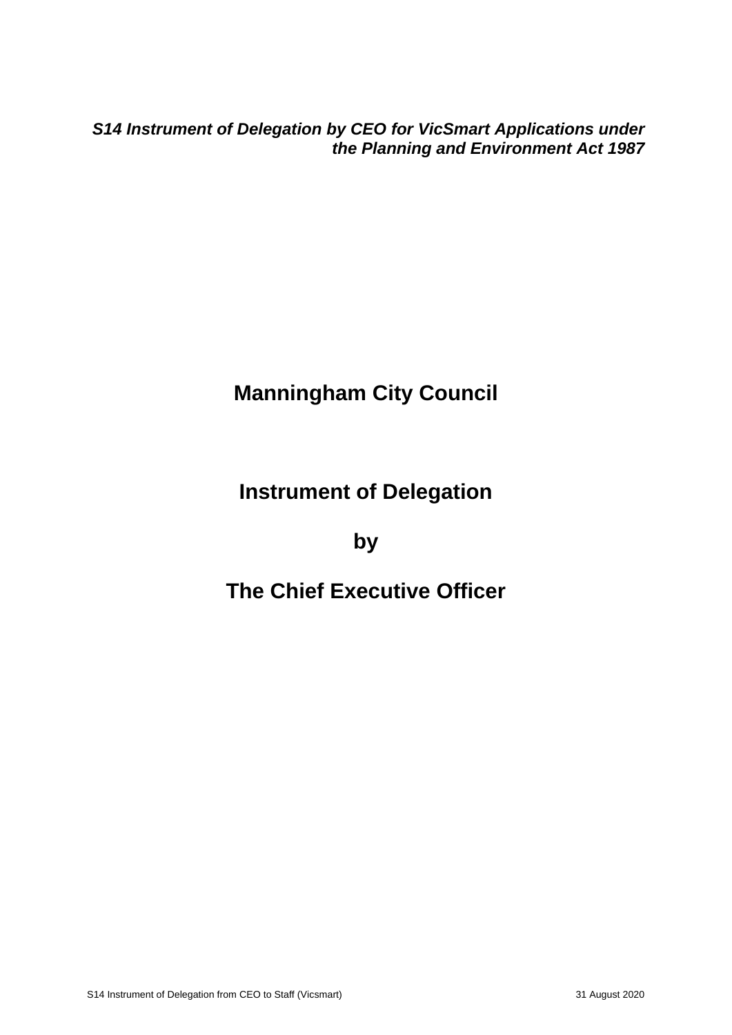***S14 Instrument of Delegation by CEO for VicSmart Applications under the Planning and Environment Act 1987***

# Manningham City Council

# Instrument of Delegation

# by

# The Chief Executive Officer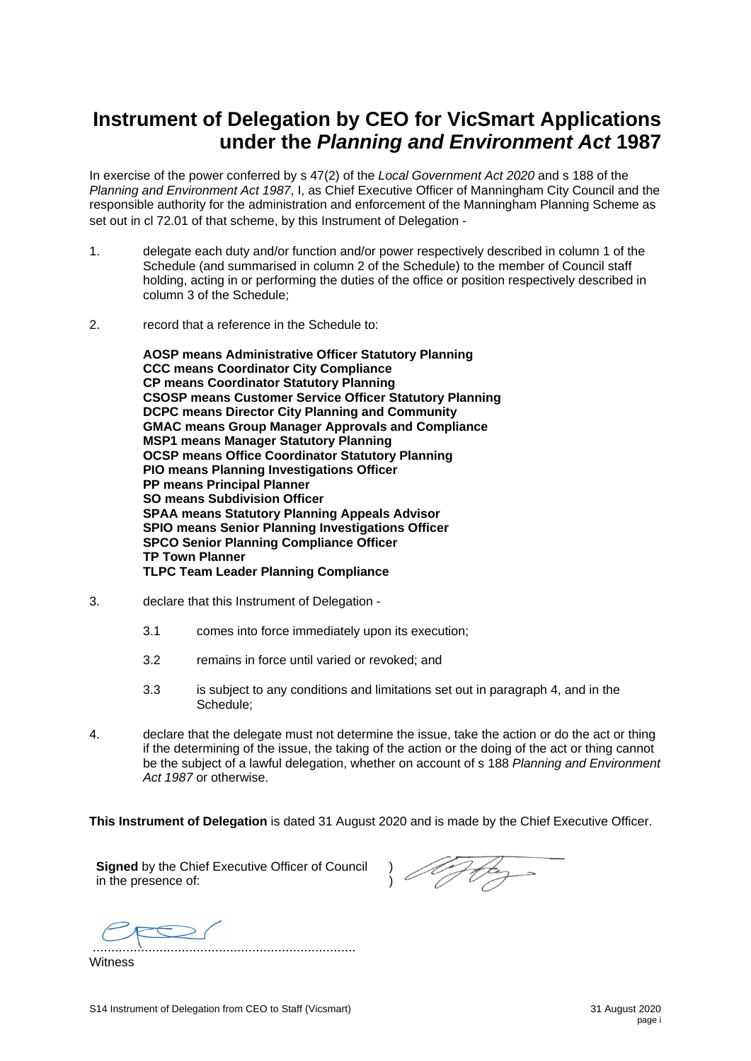# Instrument of Delegation by CEO for VicSmart Applications under the *Planning and Environment Act* 1987

In exercise of the power conferred by s 47(2) of the *Local Government Act 2020* and s 188 of the *Planning and Environment Act 1987*, I, as Chief Executive Officer of Manningham City Council and the responsible authority for the administration and enforcement of the Manningham Planning Scheme as set out in cl 72.01 of that scheme, by this Instrument of Delegation -

1. delegate each duty and/or function and/or power respectively described in column 1 of the Schedule (and summarised in column 2 of the Schedule) to the member of Council staff holding, acting in or performing the duties of the office or position respectively described in column 3 of the Schedule;

2. record that a reference in the Schedule to:

   **AOSP means Administrative Officer Statutory Planning**
   **CCC means Coordinator City Compliance**
   **CP means Coordinator Statutory Planning**
   **CSOSP means Customer Service Officer Statutory Planning**
   **DCPC means Director City Planning and Community**
   **GMAC means Group Manager Approvals and Compliance**
   **MSP1 means Manager Statutory Planning**
   **OCSP means Office Coordinator Statutory Planning**
   **PIO means Planning Investigations Officer**
   **PP means Principal Planner**
   **SO means Subdivision Officer**
   **SPAA means Statutory Planning Appeals Advisor**
   **SPIO means Senior Planning Investigations Officer**
   **SPCO Senior Planning Compliance Officer**
   **TP Town Planner**
   **TLPC Team Leader Planning Compliance**

3. declare that this Instrument of Delegation -

   3.1 comes into force immediately upon its execution;

   3.2 remains in force until varied or revoked; and

   3.3 is subject to any conditions and limitations set out in paragraph 4, and in the Schedule;

4. declare that the delegate must not determine the issue, take the action or do the act or thing if the determining of the issue, the taking of the action or the doing of the act or thing cannot be the subject of a lawful delegation, whether on account of s 188 *Planning and Environment Act 1987* or otherwise.

**This Instrument of Delegation** is dated 31 August 2020 and is made by the Chief Executive Officer.

**Signed** by the Chief Executive Officer of Council in the presence of: )
)

.......................................................................
Witness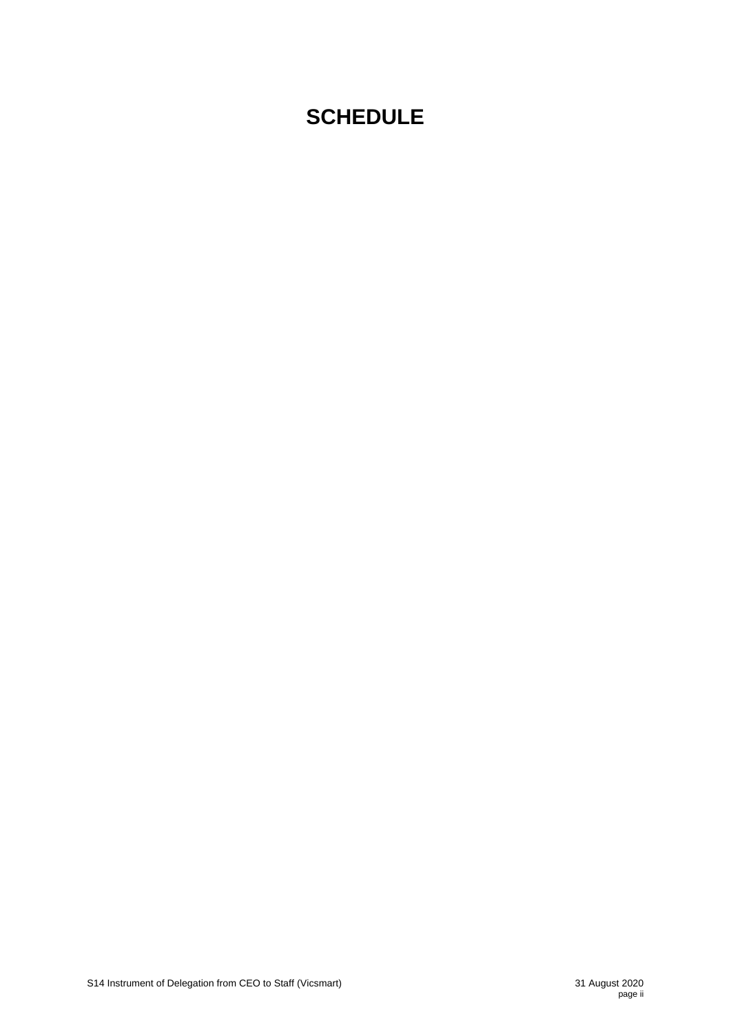# SCHEDULE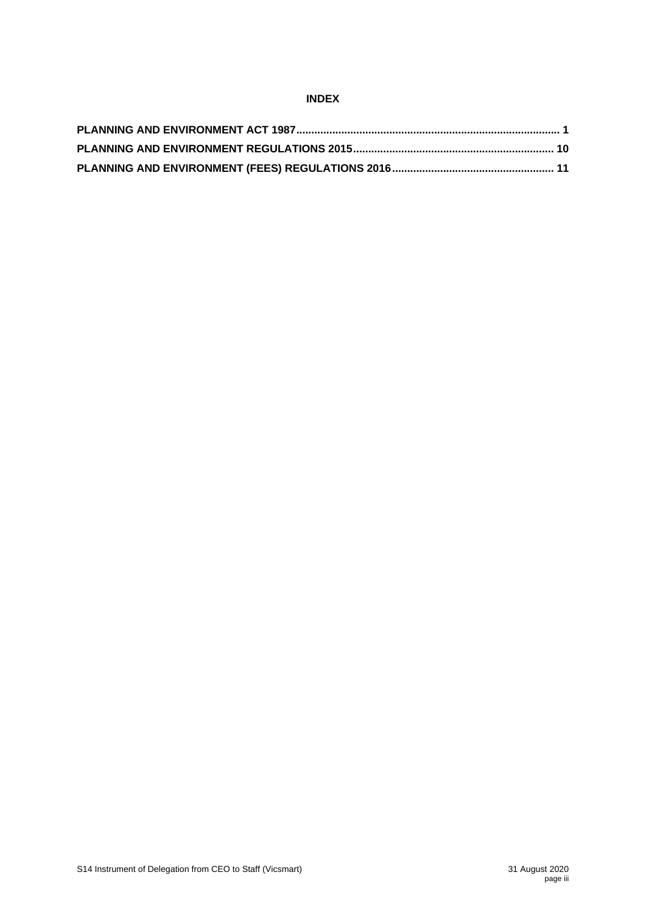**INDEX**

**PLANNING AND ENVIRONMENT ACT 1987** ........................................................................................ **1**

**PLANNING AND ENVIRONMENT REGULATIONS 2015** .................................................................. **10**

**PLANNING AND ENVIRONMENT (FEES) REGULATIONS 2016** ..................................................... **11**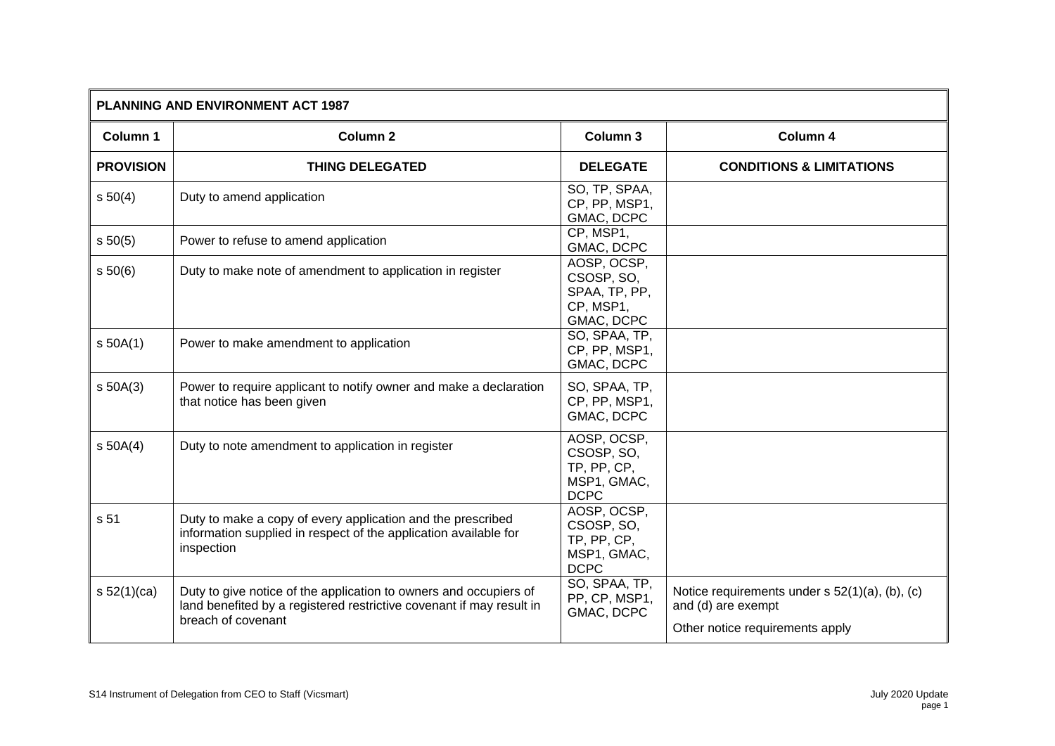| PLANNING AND ENVIRONMENT ACT 1987 | | | |
|---|---|---|---|
| **Column 1** | **Column 2** | **Column 3** | **Column 4** |
| **PROVISION** | **THING DELEGATED** | **DELEGATE** | **CONDITIONS & LIMITATIONS** |
| s 50(4) | Duty to amend application | SO, TP, SPAA, CP, PP, MSP1, GMAC, DCPC | |
| s 50(5) | Power to refuse to amend application | CP, MSP1, GMAC, DCPC | |
| s 50(6) | Duty to make note of amendment to application in register | AOSP, OCSP, CSOSP, SO, SPAA, TP, PP, CP, MSP1, GMAC, DCPC | |
| s 50A(1) | Power to make amendment to application | SO, SPAA, TP, CP, PP, MSP1, GMAC, DCPC | |
| s 50A(3) | Power to require applicant to notify owner and make a declaration that notice has been given | SO, SPAA, TP, CP, PP, MSP1, GMAC, DCPC | |
| s 50A(4) | Duty to note amendment to application in register | AOSP, OCSP, CSOSP, SO, TP, PP, CP, MSP1, GMAC, DCPC | |
| s 51 | Duty to make a copy of every application and the prescribed information supplied in respect of the application available for inspection | AOSP, OCSP, CSOSP, SO, TP, PP, CP, MSP1, GMAC, DCPC | |
| s 52(1)(ca) | Duty to give notice of the application to owners and occupiers of land benefited by a registered restrictive covenant if may result in breach of covenant | SO, SPAA, TP, PP, CP, MSP1, GMAC, DCPC | Notice requirements under s 52(1)(a), (b), (c) and (d) are exempt<br><br>Other notice requirements apply |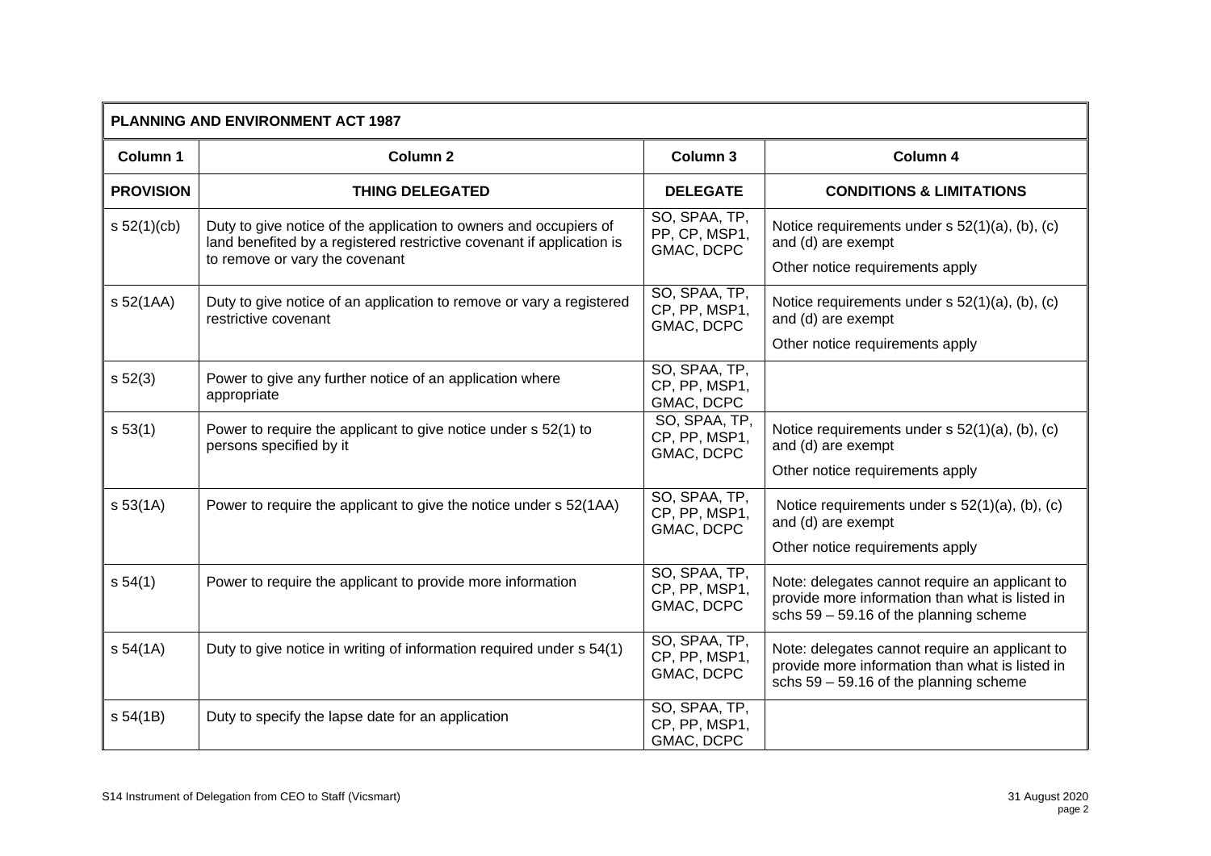| PLANNING AND ENVIRONMENT ACT 1987 | | | |
|---|---|---|---|
| **Column 1** | **Column 2** | **Column 3** | **Column 4** |
| **PROVISION** | **THING DELEGATED** | **DELEGATE** | **CONDITIONS & LIMITATIONS** |
| s 52(1)(cb) | Duty to give notice of the application to owners and occupiers of land benefited by a registered restrictive covenant if application is to remove or vary the covenant | SO, SPAA, TP, PP, CP, MSP1, GMAC, DCPC | Notice requirements under s 52(1)(a), (b), (c) and (d) are exempt<br><br>Other notice requirements apply |
| s 52(1AA) | Duty to give notice of an application to remove or vary a registered restrictive covenant | SO, SPAA, TP, CP, PP, MSP1, GMAC, DCPC | Notice requirements under s 52(1)(a), (b), (c) and (d) are exempt<br><br>Other notice requirements apply |
| s 52(3) | Power to give any further notice of an application where appropriate | SO, SPAA, TP, CP, PP, MSP1, GMAC, DCPC | |
| s 53(1) | Power to require the applicant to give notice under s 52(1) to persons specified by it | SO, SPAA, TP, CP, PP, MSP1, GMAC, DCPC | Notice requirements under s 52(1)(a), (b), (c) and (d) are exempt<br><br>Other notice requirements apply |
| s 53(1A) | Power to require the applicant to give the notice under s 52(1AA) | SO, SPAA, TP, CP, PP, MSP1, GMAC, DCPC | Notice requirements under s 52(1)(a), (b), (c) and (d) are exempt<br><br>Other notice requirements apply |
| s 54(1) | Power to require the applicant to provide more information | SO, SPAA, TP, CP, PP, MSP1, GMAC, DCPC | Note: delegates cannot require an applicant to provide more information than what is listed in schs 59 – 59.16 of the planning scheme |
| s 54(1A) | Duty to give notice in writing of information required under s 54(1) | SO, SPAA, TP, CP, PP, MSP1, GMAC, DCPC | Note: delegates cannot require an applicant to provide more information than what is listed in schs 59 – 59.16 of the planning scheme |
| s 54(1B) | Duty to specify the lapse date for an application | SO, SPAA, TP, CP, PP, MSP1, GMAC, DCPC | |

S14 Instrument of Delegation from CEO to Staff (Vicsmart) 31 August 2020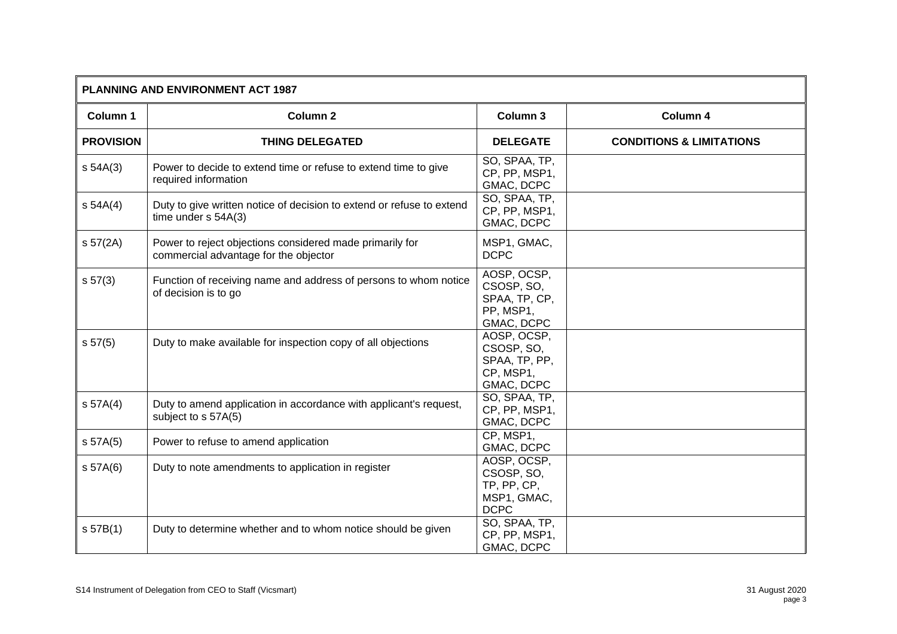| PLANNING AND ENVIRONMENT ACT 1987 | | | |
|---|---|---|---|
| **Column 1** | **Column 2** | **Column 3** | **Column 4** |
| **PROVISION** | **THING DELEGATED** | **DELEGATE** | **CONDITIONS & LIMITATIONS** |
| s 54A(3) | Power to decide to extend time or refuse to extend time to give required information | SO, SPAA, TP, CP, PP, MSP1, GMAC, DCPC | |
| s 54A(4) | Duty to give written notice of decision to extend or refuse to extend time under s 54A(3) | SO, SPAA, TP, CP, PP, MSP1, GMAC, DCPC | |
| s 57(2A) | Power to reject objections considered made primarily for commercial advantage for the objector | MSP1, GMAC, DCPC | |
| s 57(3) | Function of receiving name and address of persons to whom notice of decision is to go | AOSP, OCSP, CSOSP, SO, SPAA, TP, CP, PP, MSP1, GMAC, DCPC | |
| s 57(5) | Duty to make available for inspection copy of all objections | AOSP, OCSP, CSOSP, SO, SPAA, TP, PP, CP, MSP1, GMAC, DCPC | |
| s 57A(4) | Duty to amend application in accordance with applicant's request, subject to s 57A(5) | SO, SPAA, TP, CP, PP, MSP1, GMAC, DCPC | |
| s 57A(5) | Power to refuse to amend application | CP, MSP1, GMAC, DCPC | |
| s 57A(6) | Duty to note amendments to application in register | AOSP, OCSP, CSOSP, SO, TP, PP, CP, MSP1, GMAC, DCPC | |
| s 57B(1) | Duty to determine whether and to whom notice should be given | SO, SPAA, TP, CP, PP, MSP1, GMAC, DCPC | |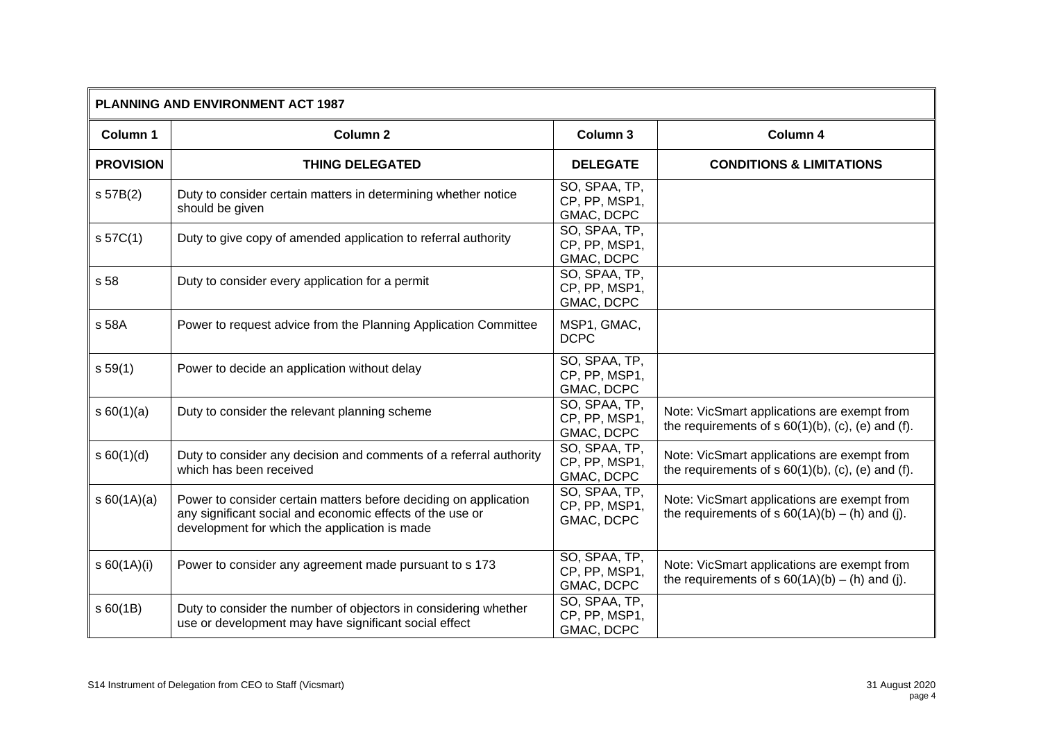| **PLANNING AND ENVIRONMENT ACT 1987** | | | |
|---|---|---|---|
| **Column 1** | **Column 2** | **Column 3** | **Column 4** |
| **PROVISION** | **THING DELEGATED** | **DELEGATE** | **CONDITIONS & LIMITATIONS** |
| s 57B(2) | Duty to consider certain matters in determining whether notice should be given | SO, SPAA, TP, CP, PP, MSP1, GMAC, DCPC | |
| s 57C(1) | Duty to give copy of amended application to referral authority | SO, SPAA, TP, CP, PP, MSP1, GMAC, DCPC | |
| s 58 | Duty to consider every application for a permit | SO, SPAA, TP, CP, PP, MSP1, GMAC, DCPC | |
| s 58A | Power to request advice from the Planning Application Committee | MSP1, GMAC, DCPC | |
| s 59(1) | Power to decide an application without delay | SO, SPAA, TP, CP, PP, MSP1, GMAC, DCPC | |
| s 60(1)(a) | Duty to consider the relevant planning scheme | SO, SPAA, TP, CP, PP, MSP1, GMAC, DCPC | Note: VicSmart applications are exempt from the requirements of s 60(1)(b), (c), (e) and (f). |
| s 60(1)(d) | Duty to consider any decision and comments of a referral authority which has been received | SO, SPAA, TP, CP, PP, MSP1, GMAC, DCPC | Note: VicSmart applications are exempt from the requirements of s 60(1)(b), (c), (e) and (f). |
| s 60(1A)(a) | Power to consider certain matters before deciding on application any significant social and economic effects of the use or development for which the application is made | SO, SPAA, TP, CP, PP, MSP1, GMAC, DCPC | Note: VicSmart applications are exempt from the requirements of s 60(1A)(b) – (h) and (j). |
| s 60(1A)(i) | Power to consider any agreement made pursuant to s 173 | SO, SPAA, TP, CP, PP, MSP1, GMAC, DCPC | Note: VicSmart applications are exempt from the requirements of s 60(1A)(b) – (h) and (j). |
| s 60(1B) | Duty to consider the number of objectors in considering whether use or development may have significant social effect | SO, SPAA, TP, CP, PP, MSP1, GMAC, DCPC | |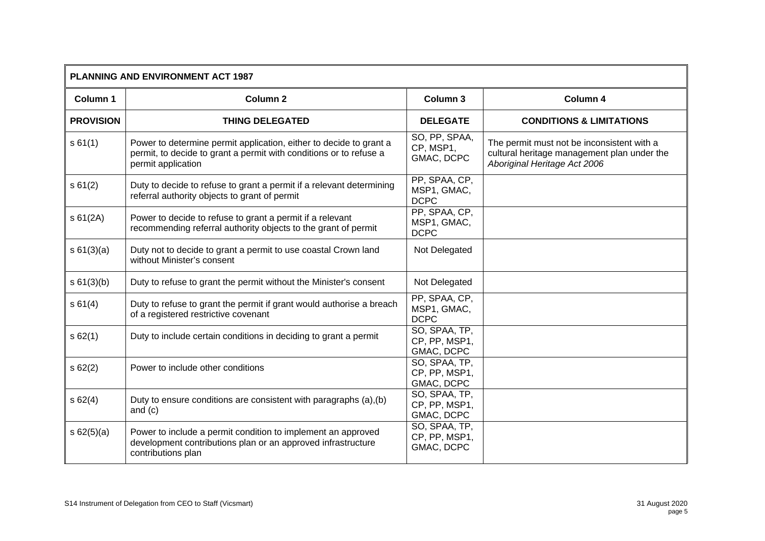| **PLANNING AND ENVIRONMENT ACT 1987** | | | |
|---|---|---|---|
| **Column 1** | **Column 2** | **Column 3** | **Column 4** |
| **PROVISION** | **THING DELEGATED** | **DELEGATE** | **CONDITIONS & LIMITATIONS** |
| s 61(1) | Power to determine permit application, either to decide to grant a permit, to decide to grant a permit with conditions or to refuse a permit application | SO, PP, SPAA, CP, MSP1, GMAC, DCPC | The permit must not be inconsistent with a cultural heritage management plan under the *Aboriginal Heritage Act 2006* |
| s 61(2) | Duty to decide to refuse to grant a permit if a relevant determining referral authority objects to grant of permit | PP, SPAA, CP, MSP1, GMAC, DCPC | |
| s 61(2A) | Power to decide to refuse to grant a permit if a relevant recommending referral authority objects to the grant of permit | PP, SPAA, CP, MSP1, GMAC, DCPC | |
| s 61(3)(a) | Duty not to decide to grant a permit to use coastal Crown land without Minister's consent | Not Delegated | |
| s 61(3)(b) | Duty to refuse to grant the permit without the Minister's consent | Not Delegated | |
| s 61(4) | Duty to refuse to grant the permit if grant would authorise a breach of a registered restrictive covenant | PP, SPAA, CP, MSP1, GMAC, DCPC | |
| s 62(1) | Duty to include certain conditions in deciding to grant a permit | SO, SPAA, TP, CP, PP, MSP1, GMAC, DCPC | |
| s 62(2) | Power to include other conditions | SO, SPAA, TP, CP, PP, MSP1, GMAC, DCPC | |
| s 62(4) | Duty to ensure conditions are consistent with paragraphs (a),(b) and (c) | SO, SPAA, TP, CP, PP, MSP1, GMAC, DCPC | |
| s 62(5)(a) | Power to include a permit condition to implement an approved development contributions plan or an approved infrastructure contributions plan | SO, SPAA, TP, CP, PP, MSP1, GMAC, DCPC | |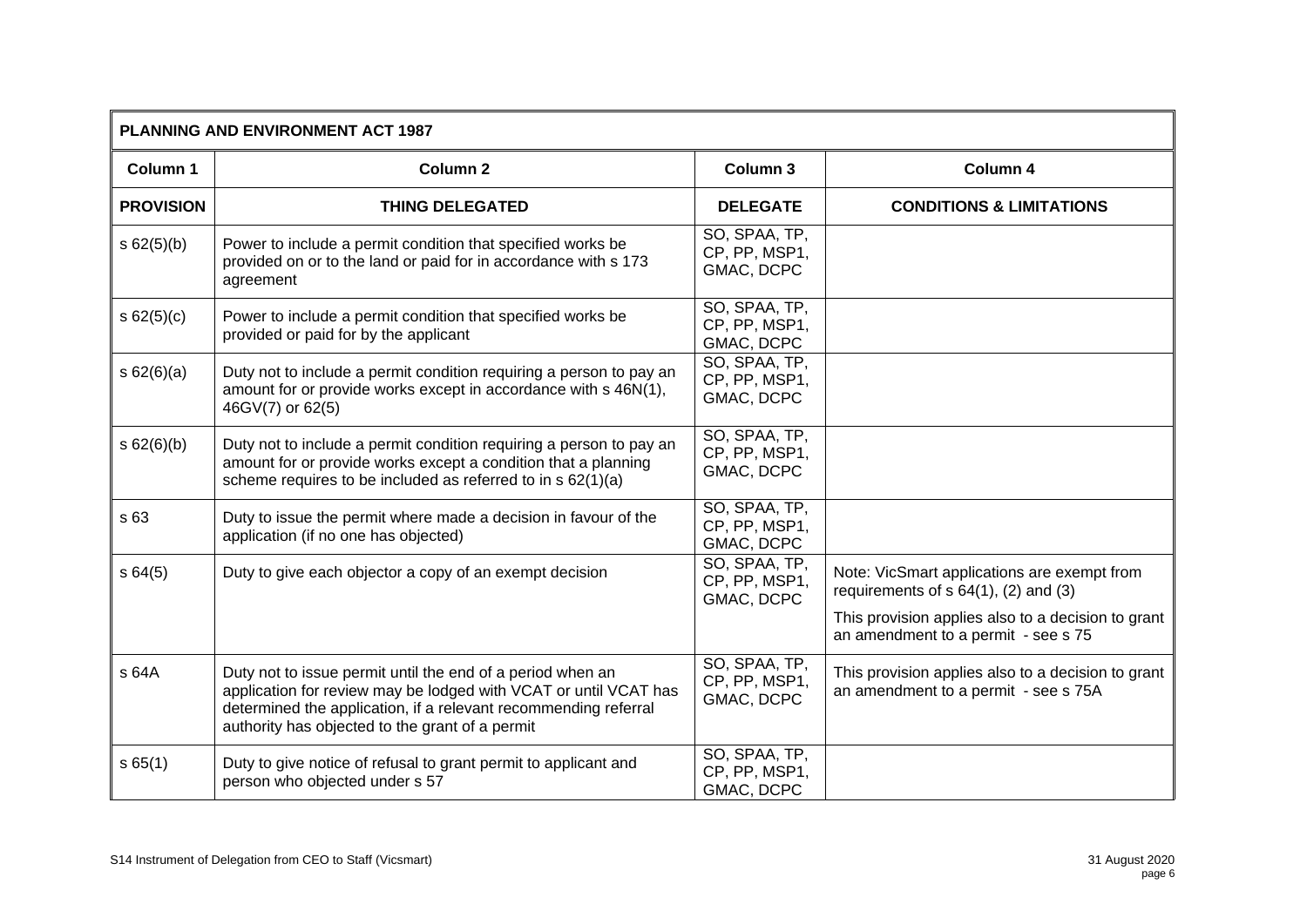| **PLANNING AND ENVIRONMENT ACT 1987** | | | |
|---|---|---|---|
| **Column 1** | **Column 2** | **Column 3** | **Column 4** |
| **PROVISION** | **THING DELEGATED** | **DELEGATE** | **CONDITIONS & LIMITATIONS** |
| s 62(5)(b) | Power to include a permit condition that specified works be provided on or to the land or paid for in accordance with s 173 agreement | SO, SPAA, TP, CP, PP, MSP1, GMAC, DCPC | |
| s 62(5)(c) | Power to include a permit condition that specified works be provided or paid for by the applicant | SO, SPAA, TP, CP, PP, MSP1, GMAC, DCPC | |
| s 62(6)(a) | Duty not to include a permit condition requiring a person to pay an amount for or provide works except in accordance with s 46N(1), 46GV(7) or 62(5) | SO, SPAA, TP, CP, PP, MSP1, GMAC, DCPC | |
| s 62(6)(b) | Duty not to include a permit condition requiring a person to pay an amount for or provide works except a condition that a planning scheme requires to be included as referred to in s 62(1)(a) | SO, SPAA, TP, CP, PP, MSP1, GMAC, DCPC | |
| s 63 | Duty to issue the permit where made a decision in favour of the application (if no one has objected) | SO, SPAA, TP, CP, PP, MSP1, GMAC, DCPC | |
| s 64(5) | Duty to give each objector a copy of an exempt decision | SO, SPAA, TP, CP, PP, MSP1, GMAC, DCPC | Note: VicSmart applications are exempt from requirements of s 64(1), (2) and (3)<br><br>This provision applies also to a decision to grant an amendment to a permit - see s 75 |
| s 64A | Duty not to issue permit until the end of a period when an application for review may be lodged with VCAT or until VCAT has determined the application, if a relevant recommending referral authority has objected to the grant of a permit | SO, SPAA, TP, CP, PP, MSP1, GMAC, DCPC | This provision applies also to a decision to grant an amendment to a permit - see s 75A |
| s 65(1) | Duty to give notice of refusal to grant permit to applicant and person who objected under s 57 | SO, SPAA, TP, CP, PP, MSP1, GMAC, DCPC | |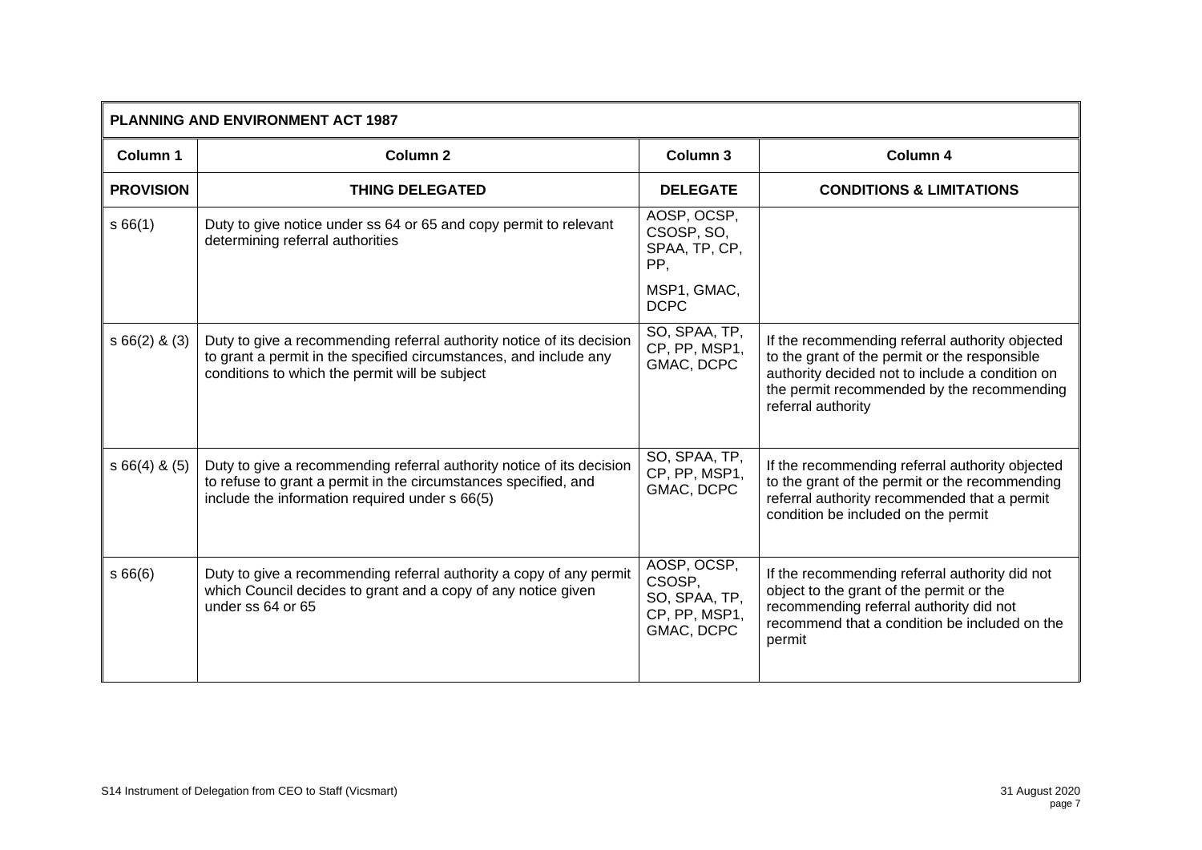| PLANNING AND ENVIRONMENT ACT 1987 | | | |
|---|---|---|---|
| **Column 1** | **Column 2** | **Column 3** | **Column 4** |
| **PROVISION** | **THING DELEGATED** | **DELEGATE** | **CONDITIONS & LIMITATIONS** |
| s 66(1) | Duty to give notice under ss 64 or 65 and copy permit to relevant determining referral authorities | AOSP, OCSP, CSOSP, SO, SPAA, TP, CP, PP, MSP1, GMAC, DCPC | |
| s 66(2) & (3) | Duty to give a recommending referral authority notice of its decision to grant a permit in the specified circumstances, and include any conditions to which the permit will be subject | SO, SPAA, TP, CP, PP, MSP1, GMAC, DCPC | If the recommending referral authority objected to the grant of the permit or the responsible authority decided not to include a condition on the permit recommended by the recommending referral authority |
| s 66(4) & (5) | Duty to give a recommending referral authority notice of its decision to refuse to grant a permit in the circumstances specified, and include the information required under s 66(5) | SO, SPAA, TP, CP, PP, MSP1, GMAC, DCPC | If the recommending referral authority objected to the grant of the permit or the recommending referral authority recommended that a permit condition be included on the permit |
| s 66(6) | Duty to give a recommending referral authority a copy of any permit which Council decides to grant and a copy of any notice given under ss 64 or 65 | AOSP, OCSP, CSOSP, SO, SPAA, TP, CP, PP, MSP1, GMAC, DCPC | If the recommending referral authority did not object to the grant of the permit or the recommending referral authority did not recommend that a condition be included on the permit |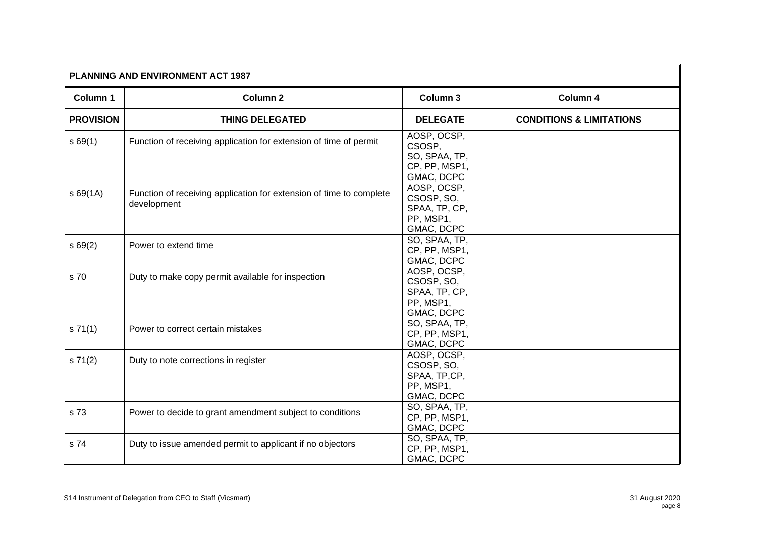| PLANNING AND ENVIRONMENT ACT 1987 | | | |
|---|---|---|---|
| **Column 1** | **Column 2** | **Column 3** | **Column 4** |
| **PROVISION** | **THING DELEGATED** | **DELEGATE** | **CONDITIONS & LIMITATIONS** |
| s 69(1) | Function of receiving application for extension of time of permit | AOSP, OCSP, CSOSP, SO, SPAA, TP, CP, PP, MSP1, GMAC, DCPC | |
| s 69(1A) | Function of receiving application for extension of time to complete development | AOSP, OCSP, CSOSP, SO, SPAA, TP, CP, PP, MSP1, GMAC, DCPC | |
| s 69(2) | Power to extend time | SO, SPAA, TP, CP, PP, MSP1, GMAC, DCPC | |
| s 70 | Duty to make copy permit available for inspection | AOSP, OCSP, CSOSP, SO, SPAA, TP, CP, PP, MSP1, GMAC, DCPC | |
| s 71(1) | Power to correct certain mistakes | SO, SPAA, TP, CP, PP, MSP1, GMAC, DCPC | |
| s 71(2) | Duty to note corrections in register | AOSP, OCSP, CSOSP, SO, SPAA, TP,CP, PP, MSP1, GMAC, DCPC | |
| s 73 | Power to decide to grant amendment subject to conditions | SO, SPAA, TP, CP, PP, MSP1, GMAC, DCPC | |
| s 74 | Duty to issue amended permit to applicant if no objectors | SO, SPAA, TP, CP, PP, MSP1, GMAC, DCPC | |

S14 Instrument of Delegation from CEO to Staff (Vicsmart) 31 August 2020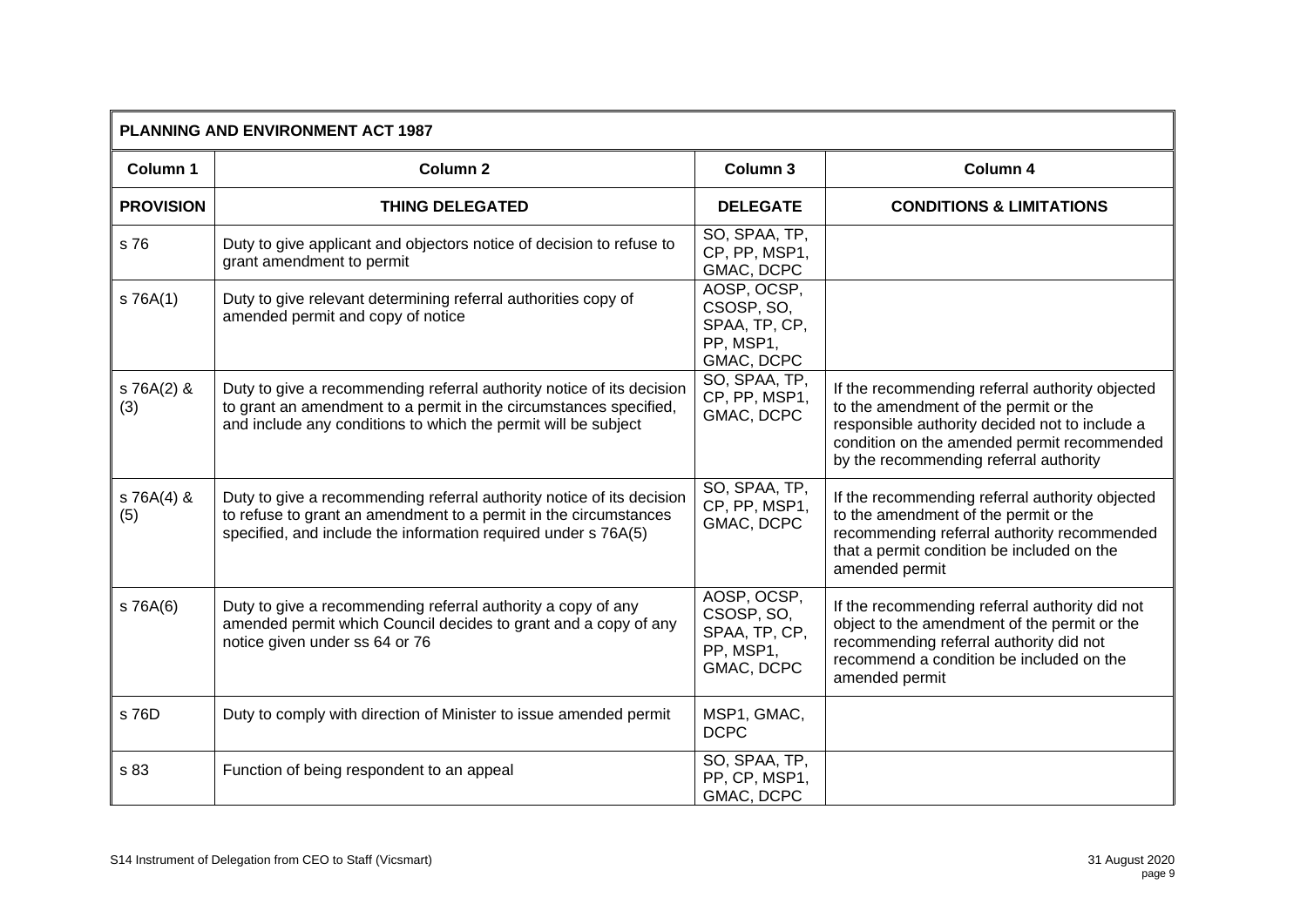| PLANNING AND ENVIRONMENT ACT 1987 | | | |
|---|---|---|---|
| **Column 1** | **Column 2** | **Column 3** | **Column 4** |
| **PROVISION** | **THING DELEGATED** | **DELEGATE** | **CONDITIONS & LIMITATIONS** |
| s 76 | Duty to give applicant and objectors notice of decision to refuse to grant amendment to permit | SO, SPAA, TP, CP, PP, MSP1, GMAC, DCPC | |
| s 76A(1) | Duty to give relevant determining referral authorities copy of amended permit and copy of notice | AOSP, OCSP, CSOSP, SO, SPAA, TP, CP, PP, MSP1, GMAC, DCPC | |
| s 76A(2) & (3) | Duty to give a recommending referral authority notice of its decision to grant an amendment to a permit in the circumstances specified, and include any conditions to which the permit will be subject | SO, SPAA, TP, CP, PP, MSP1, GMAC, DCPC | If the recommending referral authority objected to the amendment of the permit or the responsible authority decided not to include a condition on the amended permit recommended by the recommending referral authority |
| s 76A(4) & (5) | Duty to give a recommending referral authority notice of its decision to refuse to grant an amendment to a permit in the circumstances specified, and include the information required under s 76A(5) | SO, SPAA, TP, CP, PP, MSP1, GMAC, DCPC | If the recommending referral authority objected to the amendment of the permit or the recommending referral authority recommended that a permit condition be included on the amended permit |
| s 76A(6) | Duty to give a recommending referral authority a copy of any amended permit which Council decides to grant and a copy of any notice given under ss 64 or 76 | AOSP, OCSP, CSOSP, SO, SPAA, TP, CP, PP, MSP1, GMAC, DCPC | If the recommending referral authority did not object to the amendment of the permit or the recommending referral authority did not recommend a condition be included on the amended permit |
| s 76D | Duty to comply with direction of Minister to issue amended permit | MSP1, GMAC, DCPC | |
| s 83 | Function of being respondent to an appeal | SO, SPAA, TP, PP, CP, MSP1, GMAC, DCPC | |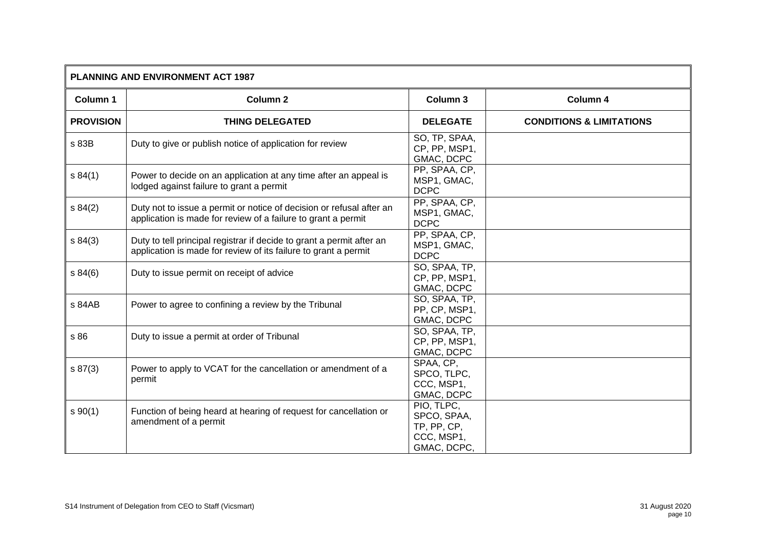| PLANNING AND ENVIRONMENT ACT 1987 | | | |
|---|---|---|---|
| **Column 1** | **Column 2** | **Column 3** | **Column 4** |
| **PROVISION** | **THING DELEGATED** | **DELEGATE** | **CONDITIONS & LIMITATIONS** |
| s 83B | Duty to give or publish notice of application for review | SO, TP, SPAA, CP, PP, MSP1, GMAC, DCPC | |
| s 84(1) | Power to decide on an application at any time after an appeal is lodged against failure to grant a permit | PP, SPAA, CP, MSP1, GMAC, DCPC | |
| s 84(2) | Duty not to issue a permit or notice of decision or refusal after an application is made for review of a failure to grant a permit | PP, SPAA, CP, MSP1, GMAC, DCPC | |
| s 84(3) | Duty to tell principal registrar if decide to grant a permit after an application is made for review of its failure to grant a permit | PP, SPAA, CP, MSP1, GMAC, DCPC | |
| s 84(6) | Duty to issue permit on receipt of advice | SO, SPAA, TP, CP, PP, MSP1, GMAC, DCPC | |
| s 84AB | Power to agree to confining a review by the Tribunal | SO, SPAA, TP, PP, CP, MSP1, GMAC, DCPC | |
| s 86 | Duty to issue a permit at order of Tribunal | SO, SPAA, TP, CP, PP, MSP1, GMAC, DCPC | |
| s 87(3) | Power to apply to VCAT for the cancellation or amendment of a permit | SPAA, CP, SPCO, TLPC, CCC, MSP1, GMAC, DCPC | |
| s 90(1) | Function of being heard at hearing of request for cancellation or amendment of a permit | PIO, TLPC, SPCO, SPAA, TP, PP, CP, CCC, MSP1, GMAC, DCPC, | |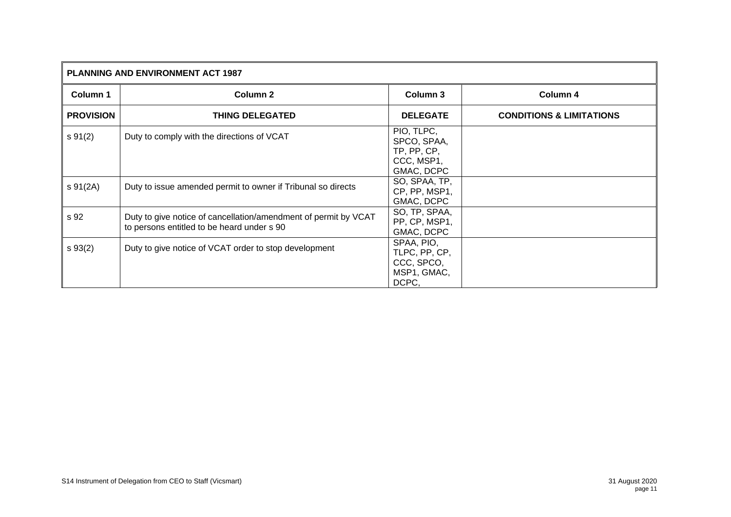| PLANNING AND ENVIRONMENT ACT 1987 | | | |
|---|---|---|---|
| **Column 1** | **Column 2** | **Column 3** | **Column 4** |
| **PROVISION** | **THING DELEGATED** | **DELEGATE** | **CONDITIONS & LIMITATIONS** |
| s 91(2) | Duty to comply with the directions of VCAT | PIO, TLPC, SPCO, SPAA, TP, PP, CP, CCC, MSP1, GMAC, DCPC | |
| s 91(2A) | Duty to issue amended permit to owner if Tribunal so directs | SO, SPAA, TP, CP, PP, MSP1, GMAC, DCPC | |
| s 92 | Duty to give notice of cancellation/amendment of permit by VCAT to persons entitled to be heard under s 90 | SO, TP, SPAA, PP, CP, MSP1, GMAC, DCPC | |
| s 93(2) | Duty to give notice of VCAT order to stop development | SPAA, PIO, TLPC, PP, CP, CCC, SPCO, MSP1, GMAC, DCPC, | |

S14 Instrument of Delegation from CEO to Staff (Vicsmart) 31 August 2020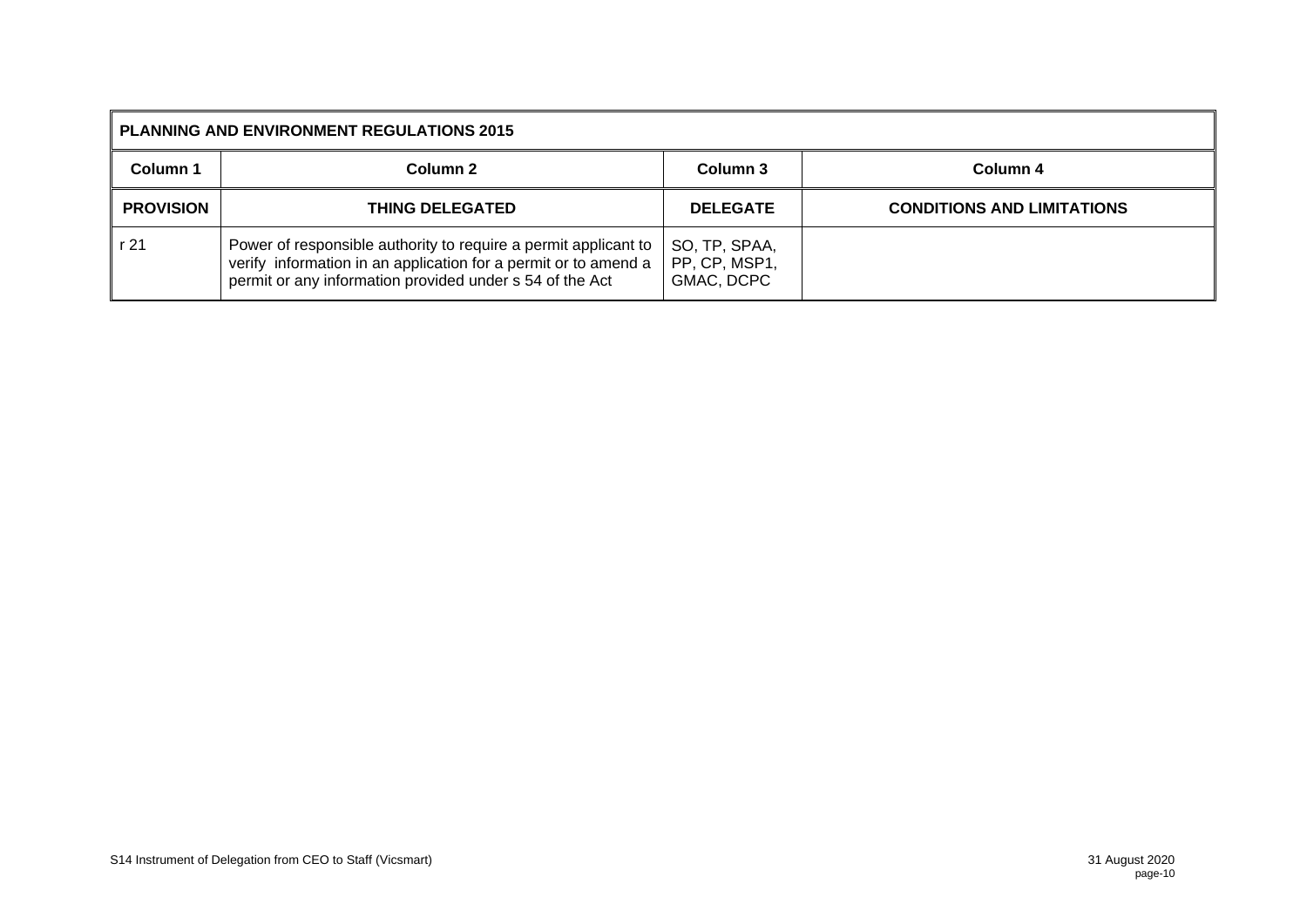| PLANNING AND ENVIRONMENT REGULATIONS 2015 | | | |
|---|---|---|---|
| Column 1 | Column 2 | Column 3 | Column 4 |
| **PROVISION** | **THING DELEGATED** | **DELEGATE** | **CONDITIONS AND LIMITATIONS** |
| r 21 | Power of responsible authority to require a permit applicant to verify information in an application for a permit or to amend a permit or any information provided under s 54 of the Act | SO, TP, SPAA, PP, CP, MSP1, GMAC, DCPC | |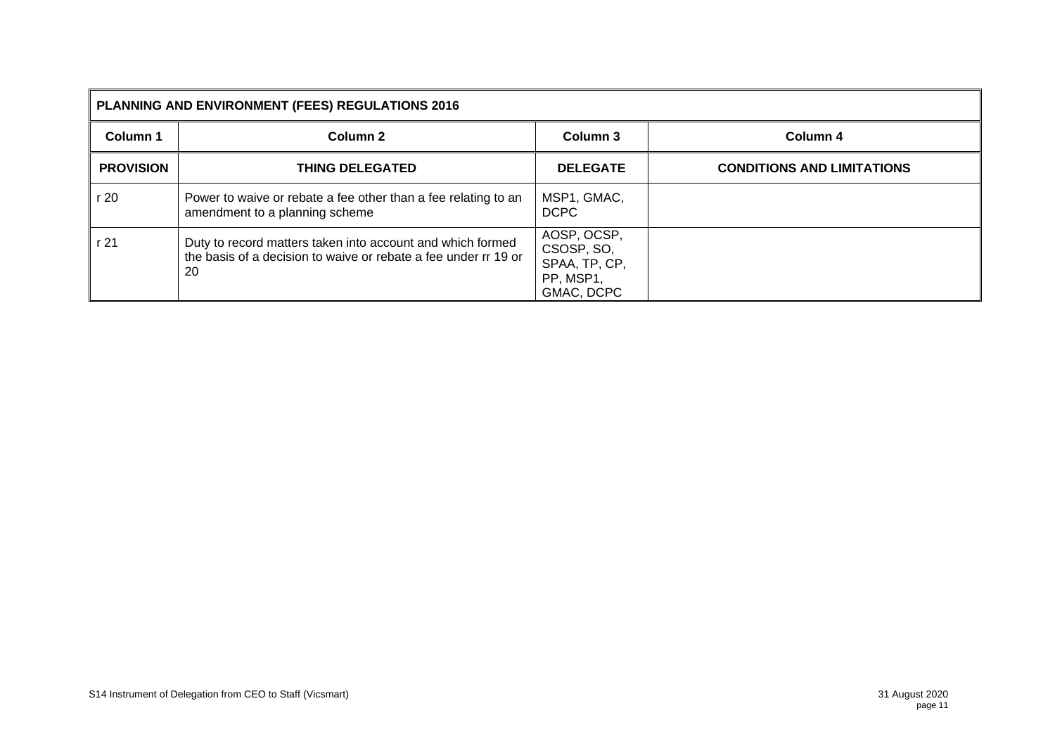| PLANNING AND ENVIRONMENT (FEES) REGULATIONS 2016 | | | |
|---|---|---|---|
| **Column 1** | **Column 2** | **Column 3** | **Column 4** |
| **PROVISION** | **THING DELEGATED** | **DELEGATE** | **CONDITIONS AND LIMITATIONS** |
| r 20 | Power to waive or rebate a fee other than a fee relating to an amendment to a planning scheme | MSP1, GMAC, DCPC | |
| r 21 | Duty to record matters taken into account and which formed the basis of a decision to waive or rebate a fee under rr 19 or 20 | AOSP, OCSP, CSOSP, SO, SPAA, TP, CP, PP, MSP1, GMAC, DCPC | |